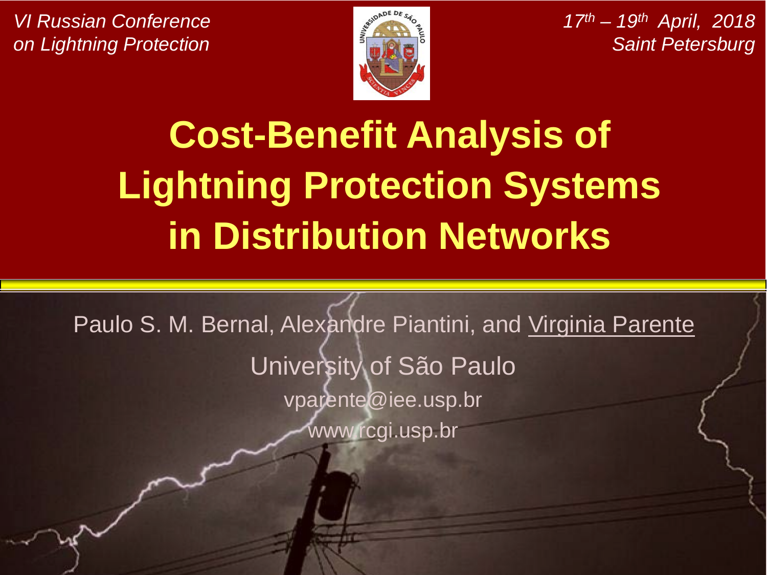*VI Russian Conference on Lightning Protection*

*17th – 19th April, 2018*
*Saint Petersburg*

# Cost-Benefit Analysis of Lightning Protection Systems in Distribution Networks

Paulo S. M. Bernal, Alexandre Piantini, and Virginia Parente

University of São Paulo

vparente@iee.usp.br

www.rcgi.usp.br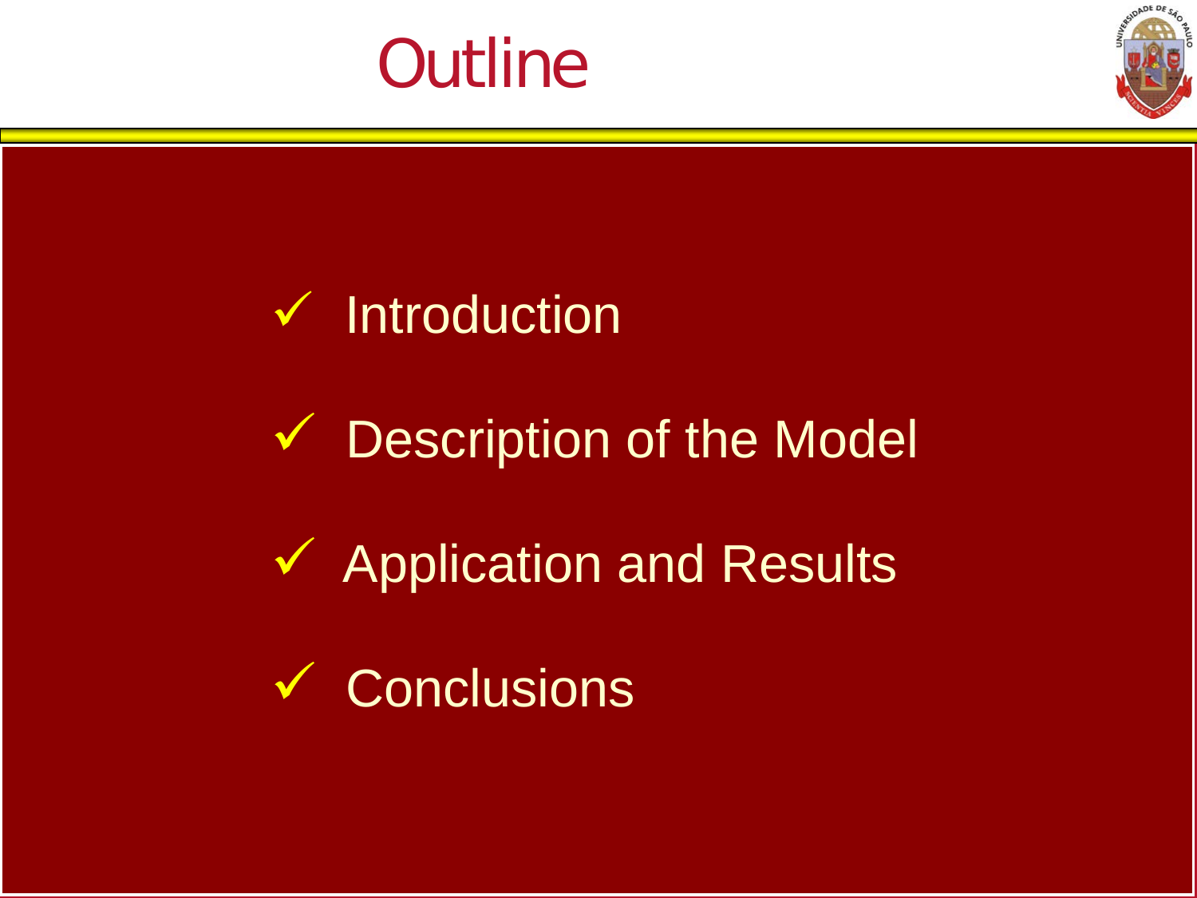# Outline

- ✓ Introduction
- ✓ Description of the Model
- ✓ Application and Results
- ✓ Conclusions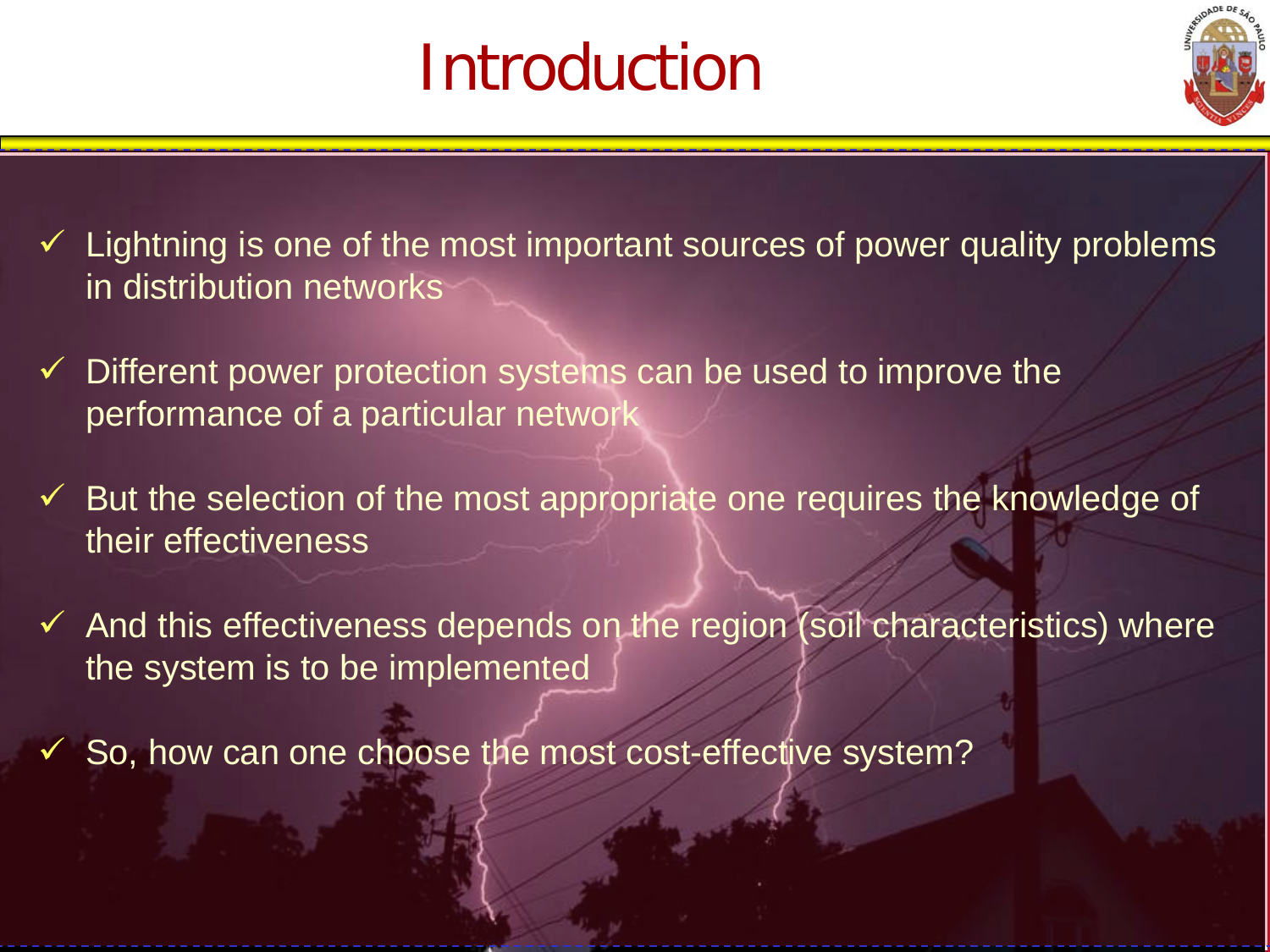# Introduction

- ✓ Lightning is one of the most important sources of power quality problems in distribution networks
- ✓ Different power protection systems can be used to improve the performance of a particular network
- ✓ But the selection of the most appropriate one requires the knowledge of their effectiveness
- ✓ And this effectiveness depends on the region (soil characteristics) where the system is to be implemented
- ✓ So, how can one choose the most cost-effective system?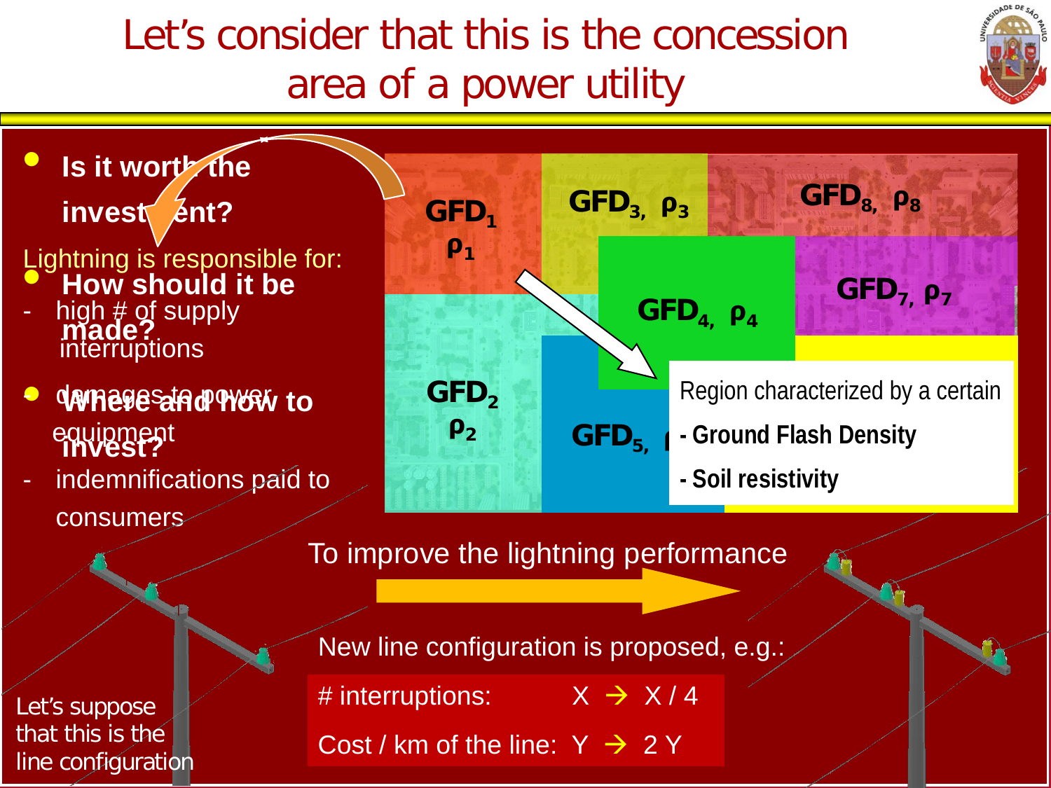# Let's consider that this is the concession area of a power utility

- **Is it worth the investment?**
- **How should it be made?**
- **Where and how to invest?**

Lightning is responsible for:

- high # of supply interruptions
- damages to power equipment
- indemnifications paid to consumers

$GFD_1$, $\rho_1$ | $GFD_2$, $\rho_2$ | $GFD_3$, $\rho_3$ | $GFD_4$, $\rho_4$ | $GFD_5$, $\rho_5$ | $GFD_7$, $\rho_7$ | $GFD_8$, $\rho_8$

Region characterized by a certain

- **Ground Flash Density**
- **Soil resistivity**

Let's suppose that this is the line configuration

To improve the lightning performance

New line configuration is proposed, e.g.:

# interruptions: X → X / 4

Cost / km of the line: Y → 2 Y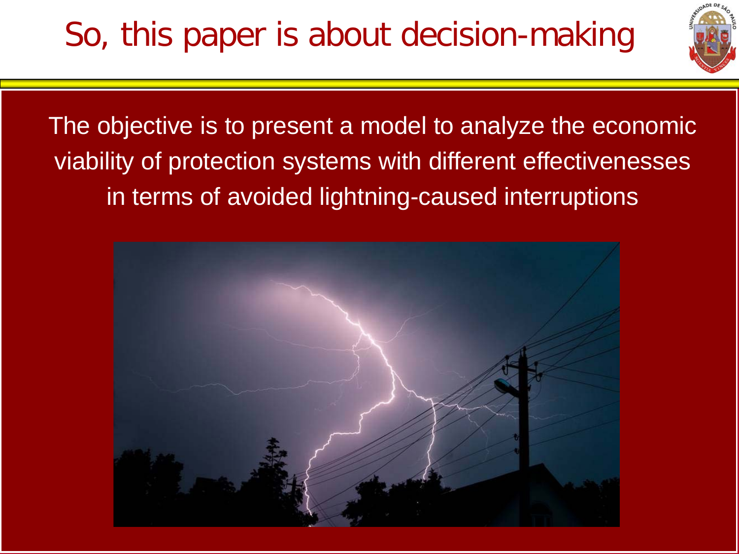# So, this paper is about decision-making

The objective is to present a model to analyze the economic viability of protection systems with different effectivenesses in terms of avoided lightning-caused interruptions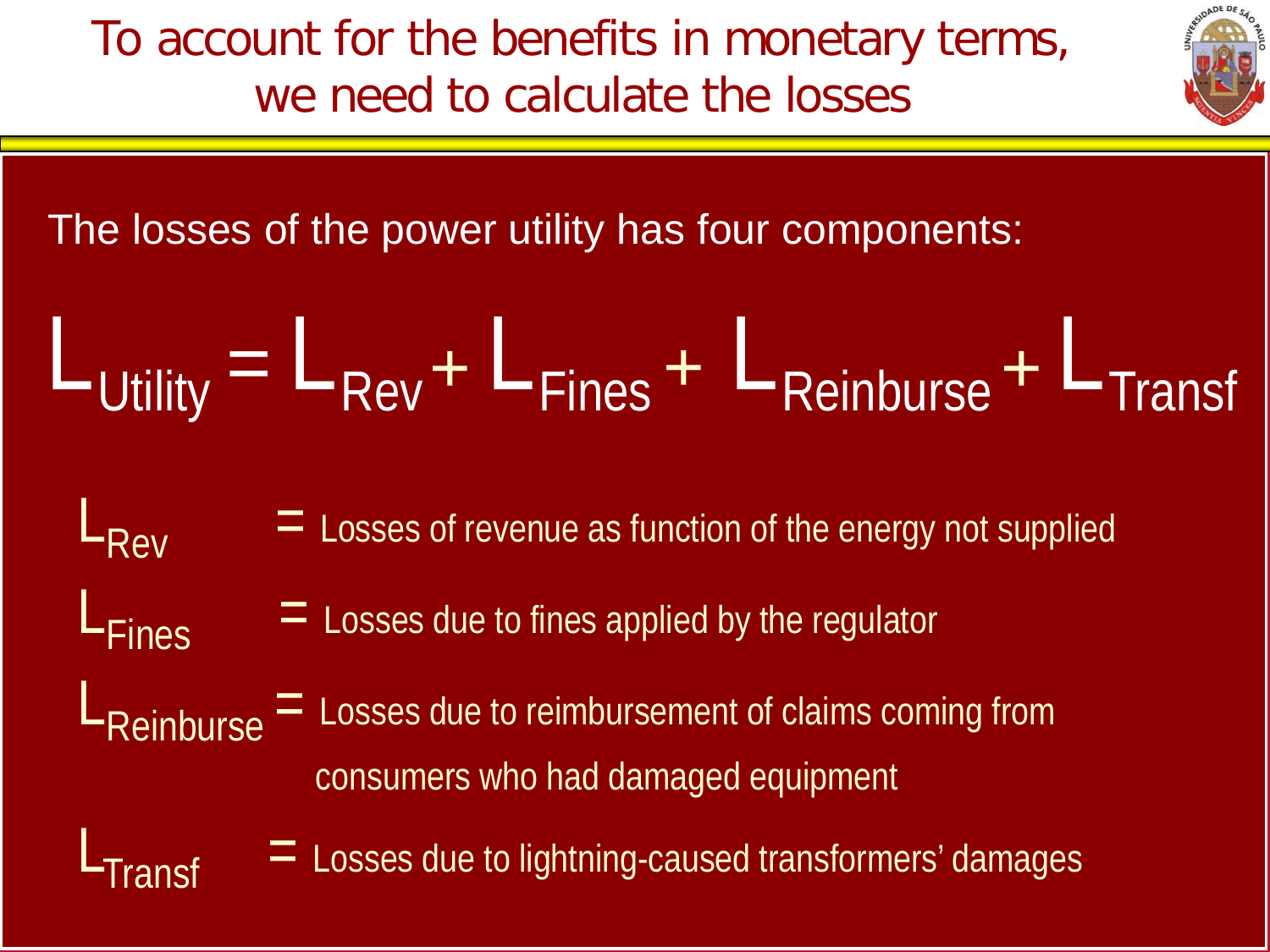# To account for the benefits in monetary terms, we need to calculate the losses

The losses of the power utility has four components:

$$L_{Utility} = L_{Rev} + L_{Fines} + L_{Reinburse} + L_{Transf}$$

- $L_{Rev}$ = Losses of revenue as function of the energy not supplied
- $L_{Fines}$ = Losses due to fines applied by the regulator
- $L_{Reinburse}$ = Losses due to reimbursement of claims coming from consumers who had damaged equipment
- $L_{Transf}$ = Losses due to lightning-caused transformers' damages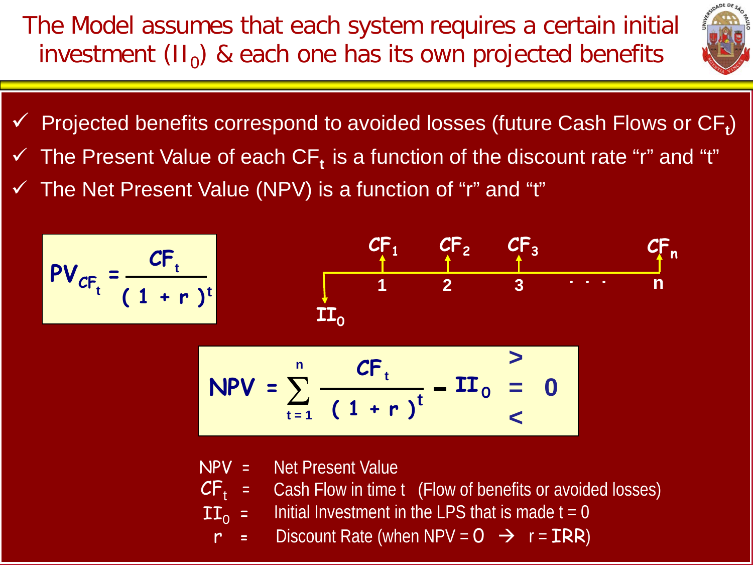# The Model assumes that each system requires a certain initial investment ($II_0$) & each one has its own projected benefits

- ✓ Projected benefits correspond to avoided losses (future Cash Flows or $CF_t$)
- ✓ The Present Value of each $CF_t$ is a function of the discount rate "r" and "t"
- ✓ The Net Present Value (NPV) is a function of "r" and "t"

$$PV_{CF_t} = \frac{CF_t}{(1 + r)^t}$$

$CF_1$, $CF_2$, $CF_3$, . . . , $CF_n$ at times 1, 2, 3, . . . , n; $II_0$ at time 0

$$NPV = \sum_{t=1}^{n} \frac{CF_t}{(1 + r)^t} - II_0 \quad \begin{matrix} > \\ = \\ < \end{matrix} \quad 0$$

- NPV = Net Present Value
- $CF_t$ = Cash Flow in time t (Flow of benefits or avoided losses)
- $II_0$ = Initial Investment in the LPS that is made t = 0
- r = Discount Rate (when NPV = 0 → r = IRR)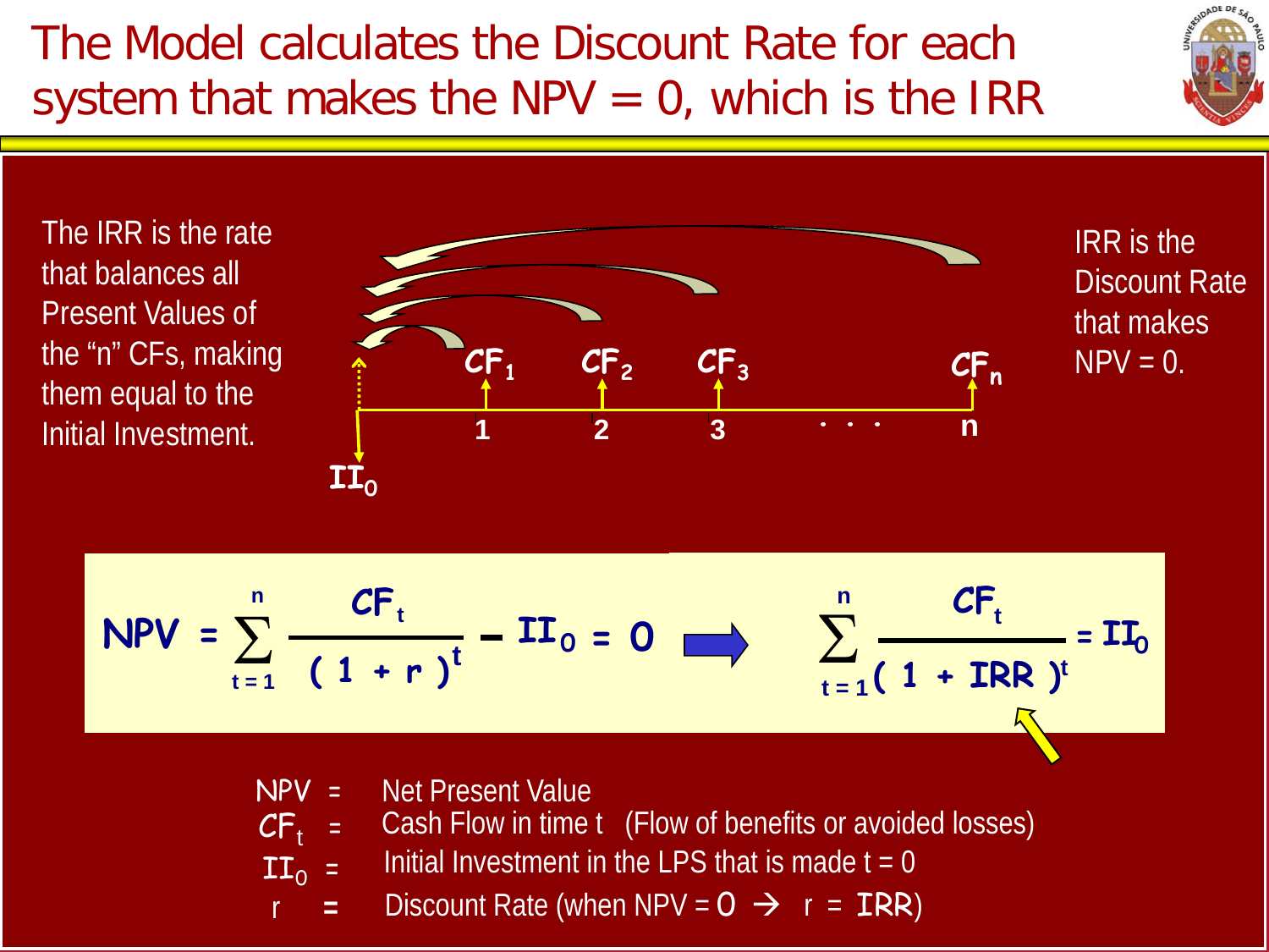# The Model calculates the Discount Rate for each system that makes the NPV = 0, which is the IRR

The IRR is the rate that balances all Present Values of the "n" CFs, making them equal to the Initial Investment.

$CF_1$ $CF_2$ $CF_3$ $CF_n$

1 2 3 . . . n

$II_0$

IRR is the Discount Rate that makes NPV = 0.

$$NPV = \sum_{t=1}^{n} \frac{CF_t}{(1 + r)^t} - II_0 = 0 \Rightarrow \sum_{t=1}^{n} \frac{CF_t}{(1 + IRR)^t} = II_0$$

NPV = Net Present Value

$CF_t$ = Cash Flow in time t (Flow of benefits or avoided losses)

$II_0$ = Initial Investment in the LPS that is made t = 0

r = Discount Rate (when NPV = 0 → r = IRR)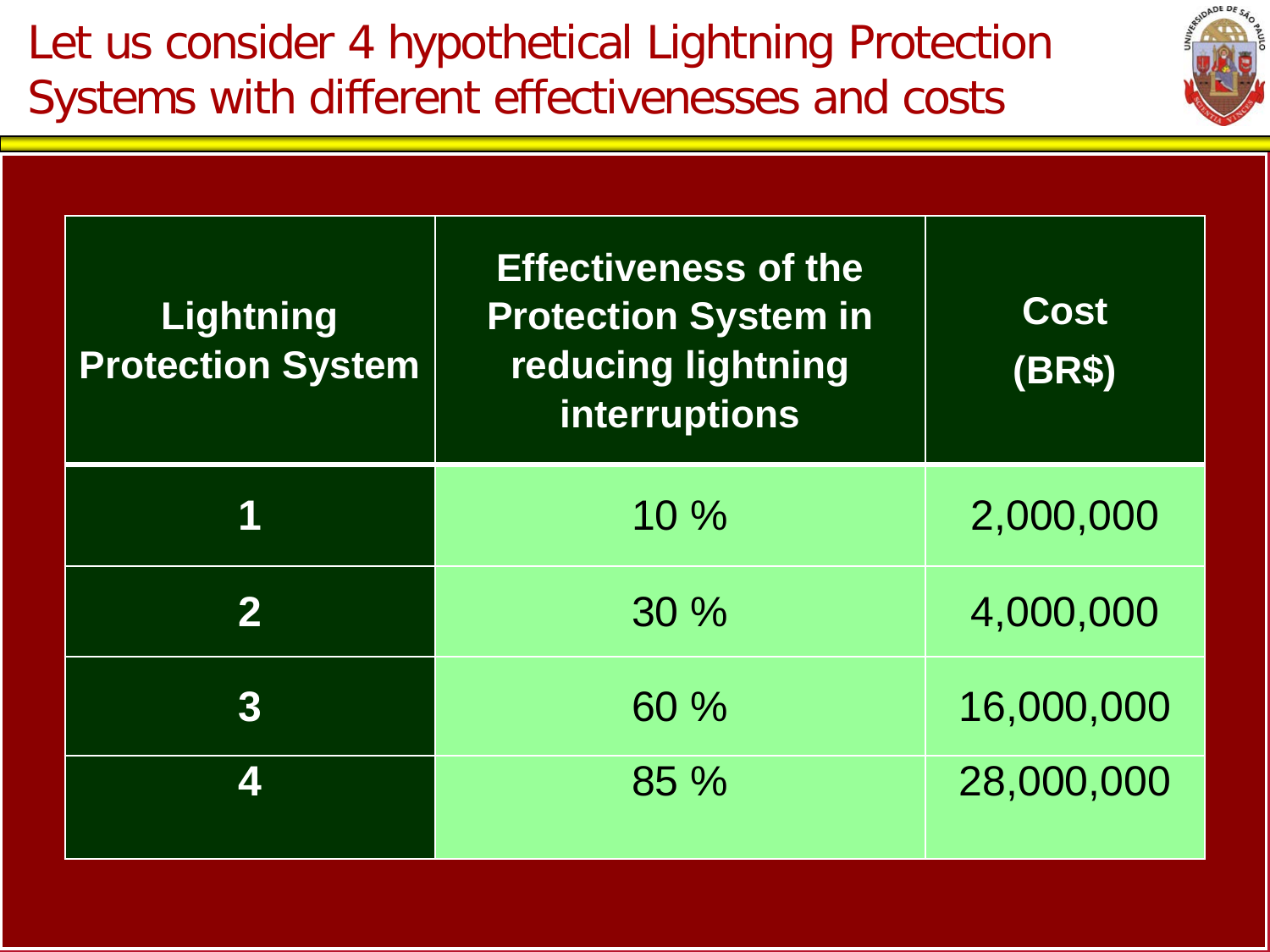# Let us consider 4 hypothetical Lightning Protection Systems with different effectivenesses and costs

| Lightning Protection System | Effectiveness of the Protection System in reducing lightning interruptions | Cost (BR$) |
|---|---|---|
| 1 | 10 % | 2,000,000 |
| 2 | 30 % | 4,000,000 |
| 3 | 60 % | 16,000,000 |
| 4 | 85 % | 28,000,000 |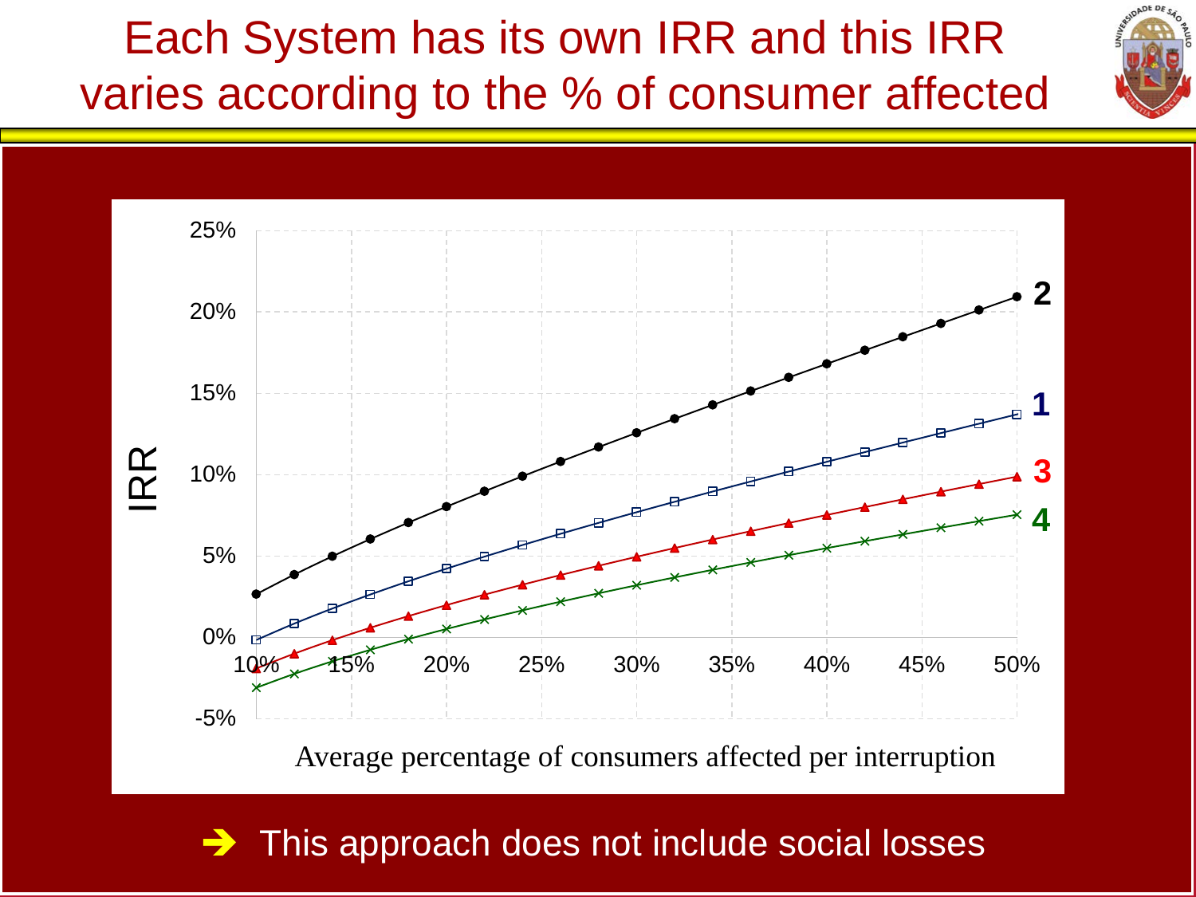# Each System has its own IRR and this IRR varies according to the % of consumer affected

IRR

25%
20%
15%
10%
5%
0%
-5%

10% 15% 20% 25% 30% 35% 40% 45% 50%

Average percentage of consumers affected per interruption

2
1
3
4

➔ This approach does not include social losses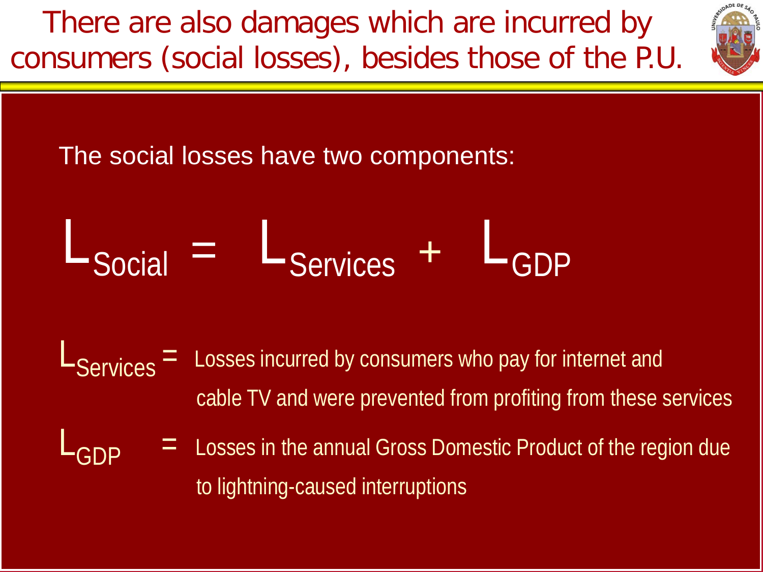# There are also damages which are incurred by consumers (social losses), besides those of the P.U.

The social losses have two components:

$$L_{Social} = L_{Services} + L_{GDP}$$

$L_{Services}$ = Losses incurred by consumers who pay for internet and cable TV and were prevented from profiting from these services

$L_{GDP}$ = Losses in the annual Gross Domestic Product of the region due to lightning-caused interruptions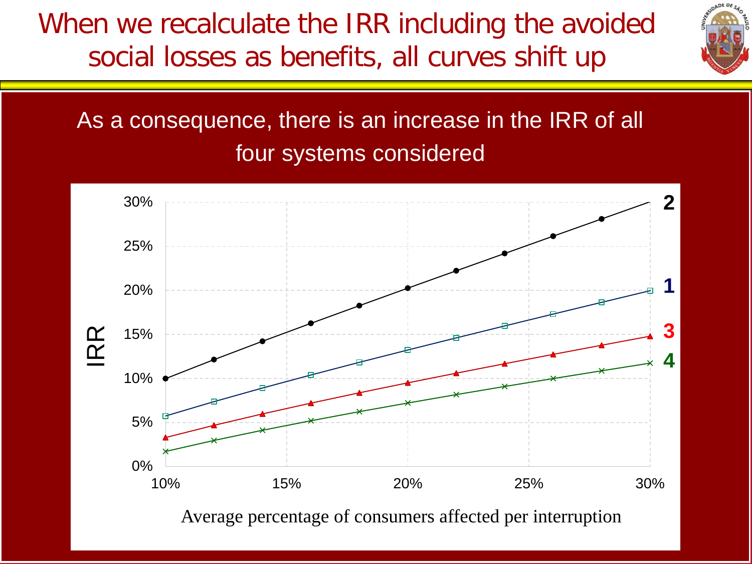# When we recalculate the IRR including the avoided social losses as benefits, all curves shift up

As a consequence, there is an increase in the IRR of all four systems considered

IRR

30%
25%
20%
15%
10%
5%
0%

10% 15% 20% 25% 30%

2
1
3
4

Average percentage of consumers affected per interruption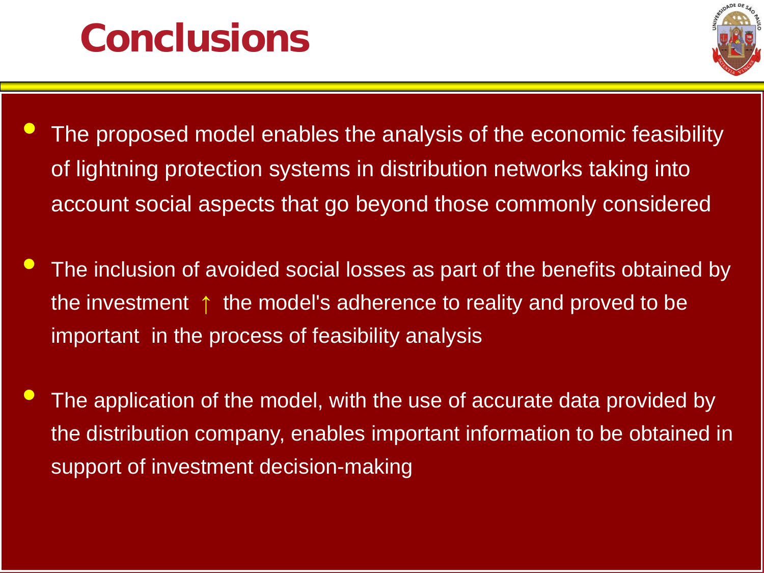# Conclusions

- The proposed model enables the analysis of the economic feasibility of lightning protection systems in distribution networks taking into account social aspects that go beyond those commonly considered

- The inclusion of avoided social losses as part of the benefits obtained by the investment ↑ the model's adherence to reality and proved to be important in the process of feasibility analysis

- The application of the model, with the use of accurate data provided by the distribution company, enables important information to be obtained in support of investment decision-making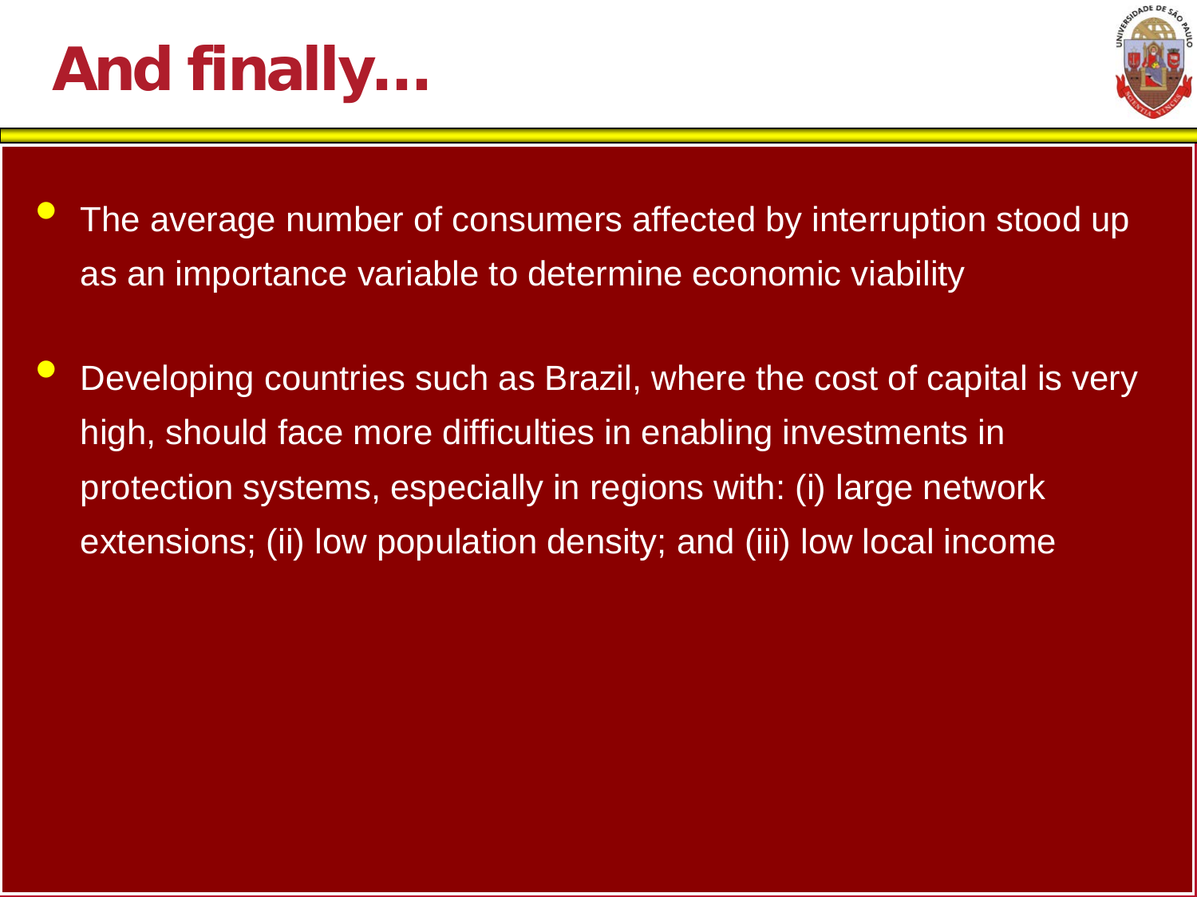# And finally…

- The average number of consumers affected by interruption stood up as an importance variable to determine economic viability
- Developing countries such as Brazil, where the cost of capital is very high, should face more difficulties in enabling investments in protection systems, especially in regions with: (i) large network extensions; (ii) low population density; and (iii) low local income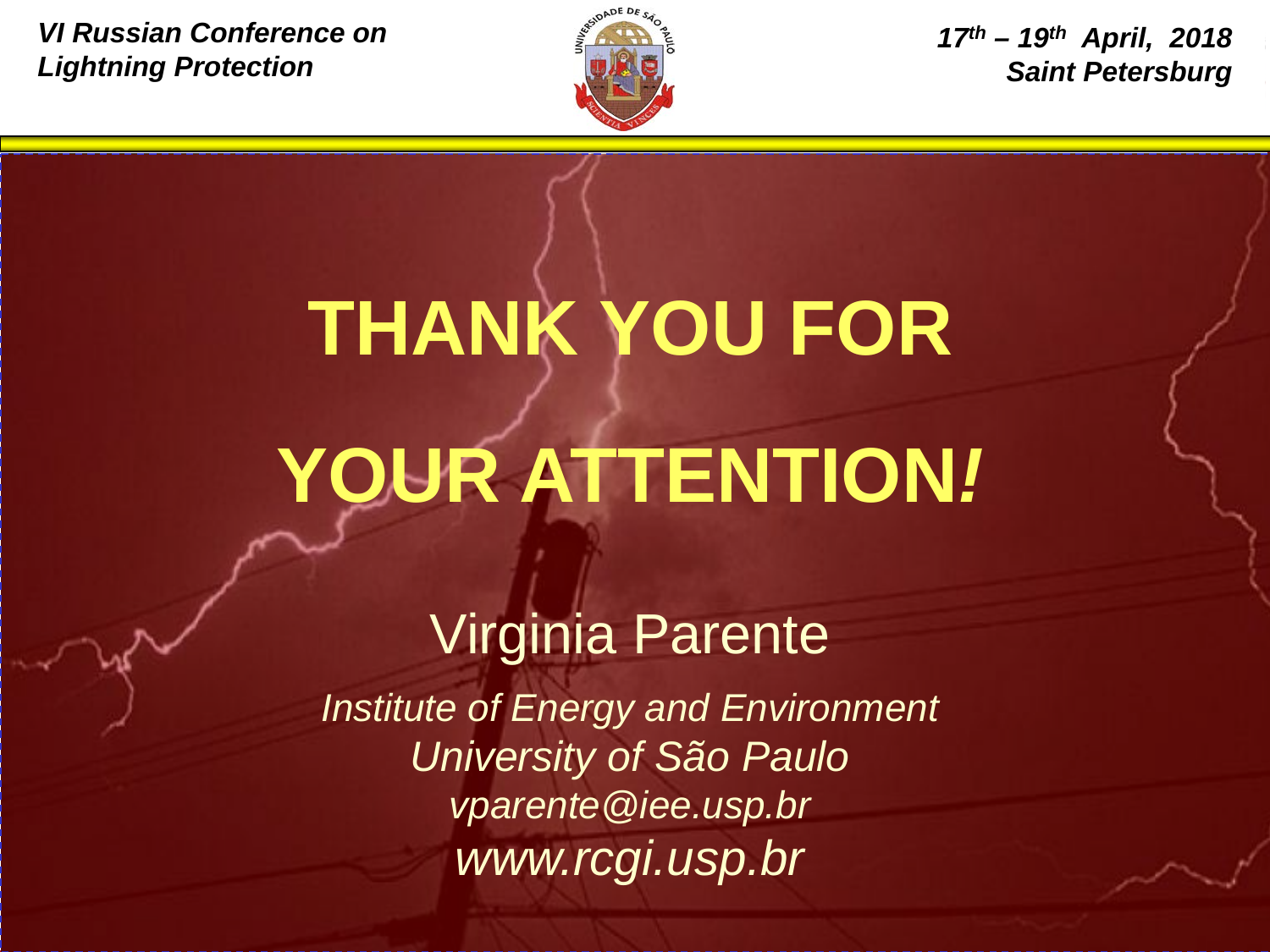# THANK YOU FOR YOUR ATTENTION!

Virginia Parente

*Institute of Energy and Environment*
*University of São Paulo*
*vparente@iee.usp.br*
*www.rcgi.usp.br*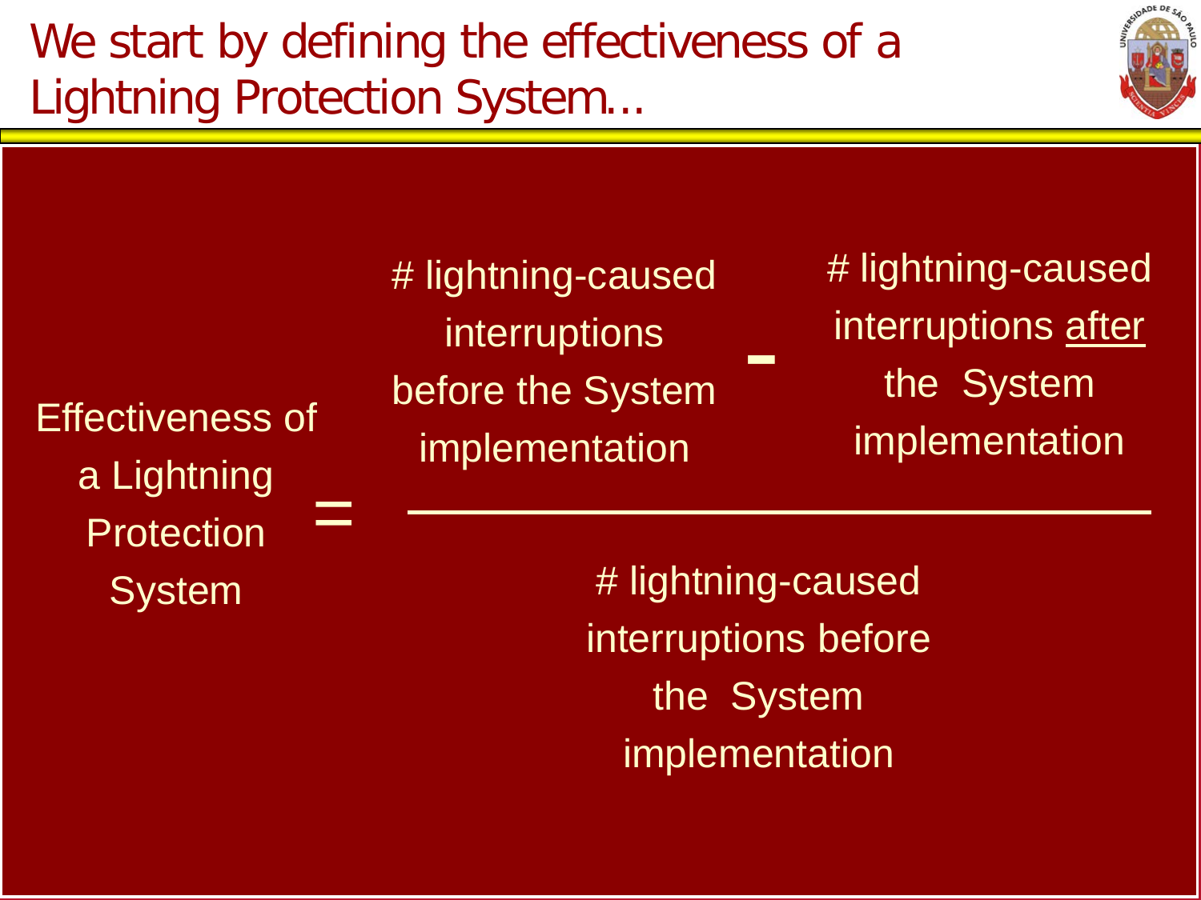# We start by defining the effectiveness of a Lightning Protection System...

$$\text{Effectiveness of a Lightning Protection System} = \frac{\text{\# lightning-caused interruptions before the System implementation} - \text{\# lightning-caused interruptions \underline{after} the System implementation}}{\text{\# lightning-caused interruptions before the System implementation}}$$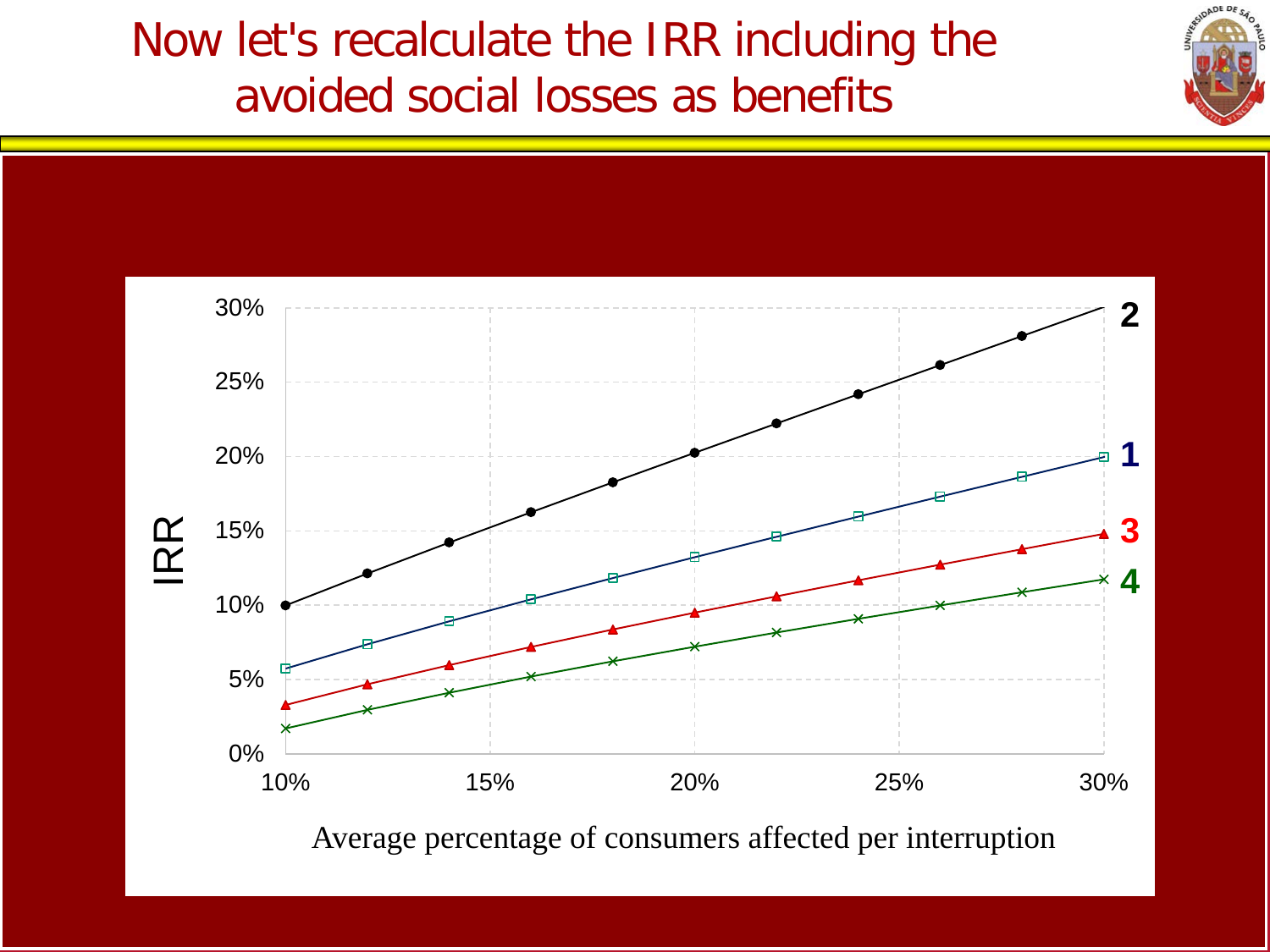# Now let's recalculate the IRR including the avoided social losses as benefits

IRR

30%
25%
20%
15%
10%
5%
0%

10%
15%
20%
25%
30%

Average percentage of consumers affected per interruption

2
1
3
4